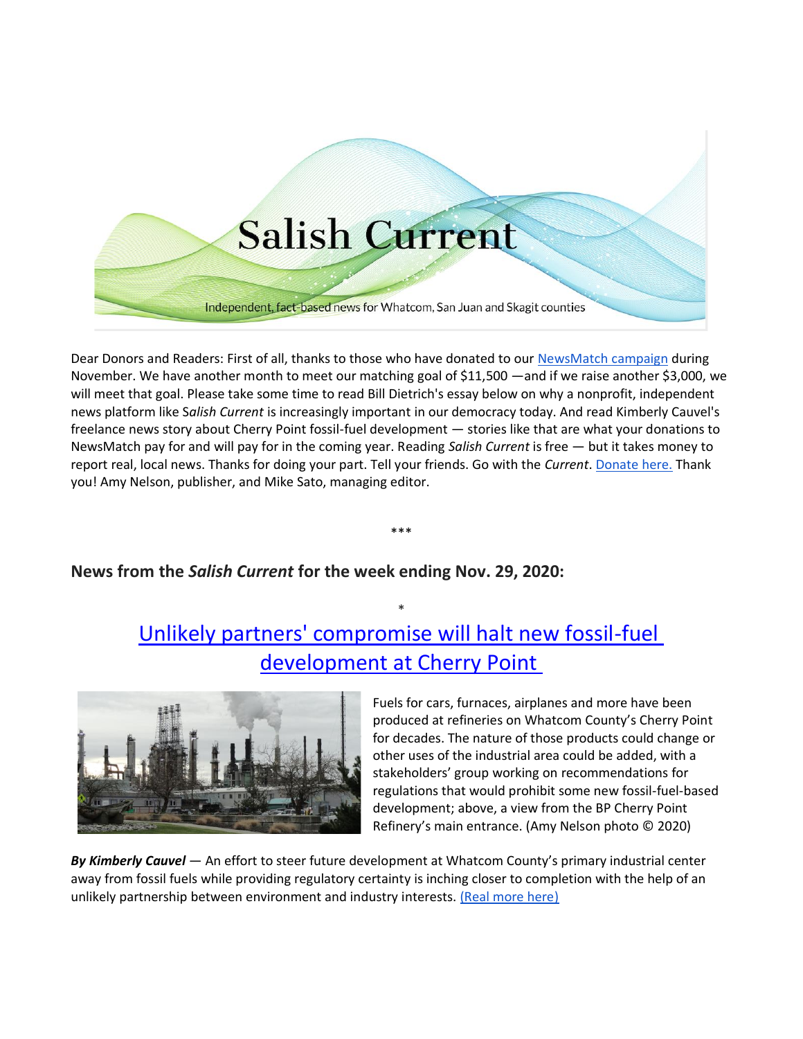Salish Current

Independent, fact-based news for Whatcom, San Juan and Skagit counties

Dear Donors and Readers: First of all, thanks to those who have donated to our NewsMatch campaign during November. We have another month to meet our matching goal of $11,500 —and if we raise another $3,000, we will meet that goal. Please take some time to read Bill Dietrich's essay below on why a nonprofit, independent news platform like *Salish Current* is increasingly important in our democracy today. And read Kimberly Cauvel's freelance news story about Cherry Point fossil-fuel development — stories like that are what your donations to NewsMatch pay for and will pay for in the coming year. Reading *Salish Current* is free — but it takes money to report real, local news. Thanks for doing your part. Tell your friends. Go with the *Current*. Donate here. Thank you! Amy Nelson, publisher, and Mike Sato, managing editor.

***

## News from the *Salish Current* for the week ending Nov. 29, 2020:

*

## Unlikely partners' compromise will halt new fossil-fuel development at Cherry Point

Fuels for cars, furnaces, airplanes and more have been produced at refineries on Whatcom County's Cherry Point for decades. The nature of those products could change or other uses of the industrial area could be added, with a stakeholders' group working on recommendations for regulations that would prohibit some new fossil-fuel-based development; above, a view from the BP Cherry Point Refinery's main entrance. (Amy Nelson photo © 2020)

***By Kimberly Cauvel*** — An effort to steer future development at Whatcom County's primary industrial center away from fossil fuels while providing regulatory certainty is inching closer to completion with the help of an unlikely partnership between environment and industry interests. (Real more here)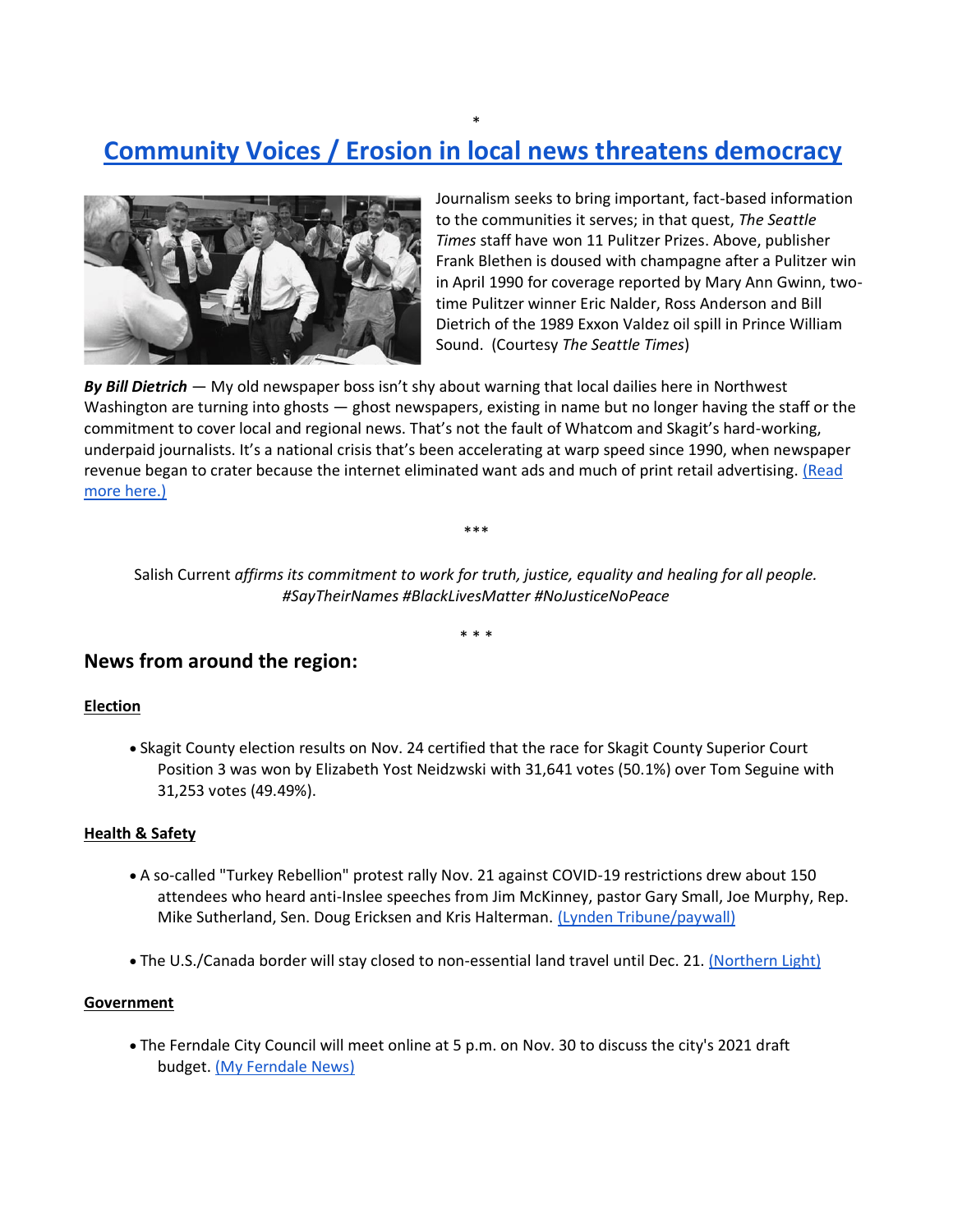*

## [Community Voices / Erosion in local news threatens democracy]

Journalism seeks to bring important, fact-based information to the communities it serves; in that quest, *The Seattle Times* staff have won 11 Pulitzer Prizes. Above, publisher Frank Blethen is doused with champagne after a Pulitzer win in April 1990 for coverage reported by Mary Ann Gwinn, two-time Pulitzer winner Eric Nalder, Ross Anderson and Bill Dietrich of the 1989 Exxon Valdez oil spill in Prince William Sound. (Courtesy *The Seattle Times*)

***By Bill Dietrich*** — My old newspaper boss isn't shy about warning that local dailies here in Northwest Washington are turning into ghosts — ghost newspapers, existing in name but no longer having the staff or the commitment to cover local and regional news. That's not the fault of Whatcom and Skagit's hard-working, underpaid journalists. It's a national crisis that's been accelerating at warp speed since 1990, when newspaper revenue began to crater because the internet eliminated want ads and much of print retail advertising. (Read more here.)

***

Salish Current *affirms its commitment to work for truth, justice, equality and healing for all people. #SayTheirNames #BlackLivesMatter #NoJusticeNoPeace*

* * *

### News from around the region:

**Election**

- Skagit County election results on Nov. 24 certified that the race for Skagit County Superior Court Position 3 was won by Elizabeth Yost Neidzwski with 31,641 votes (50.1%) over Tom Seguine with 31,253 votes (49.49%).

**Health & Safety**

- A so-called "Turkey Rebellion" protest rally Nov. 21 against COVID-19 restrictions drew about 150 attendees who heard anti-Inslee speeches from Jim McKinney, pastor Gary Small, Joe Murphy, Rep. Mike Sutherland, Sen. Doug Ericksen and Kris Halterman. (Lynden Tribune/paywall)

- The U.S./Canada border will stay closed to non-essential land travel until Dec. 21. (Northern Light)

**Government**

- The Ferndale City Council will meet online at 5 p.m. on Nov. 30 to discuss the city's 2021 draft budget. (My Ferndale News)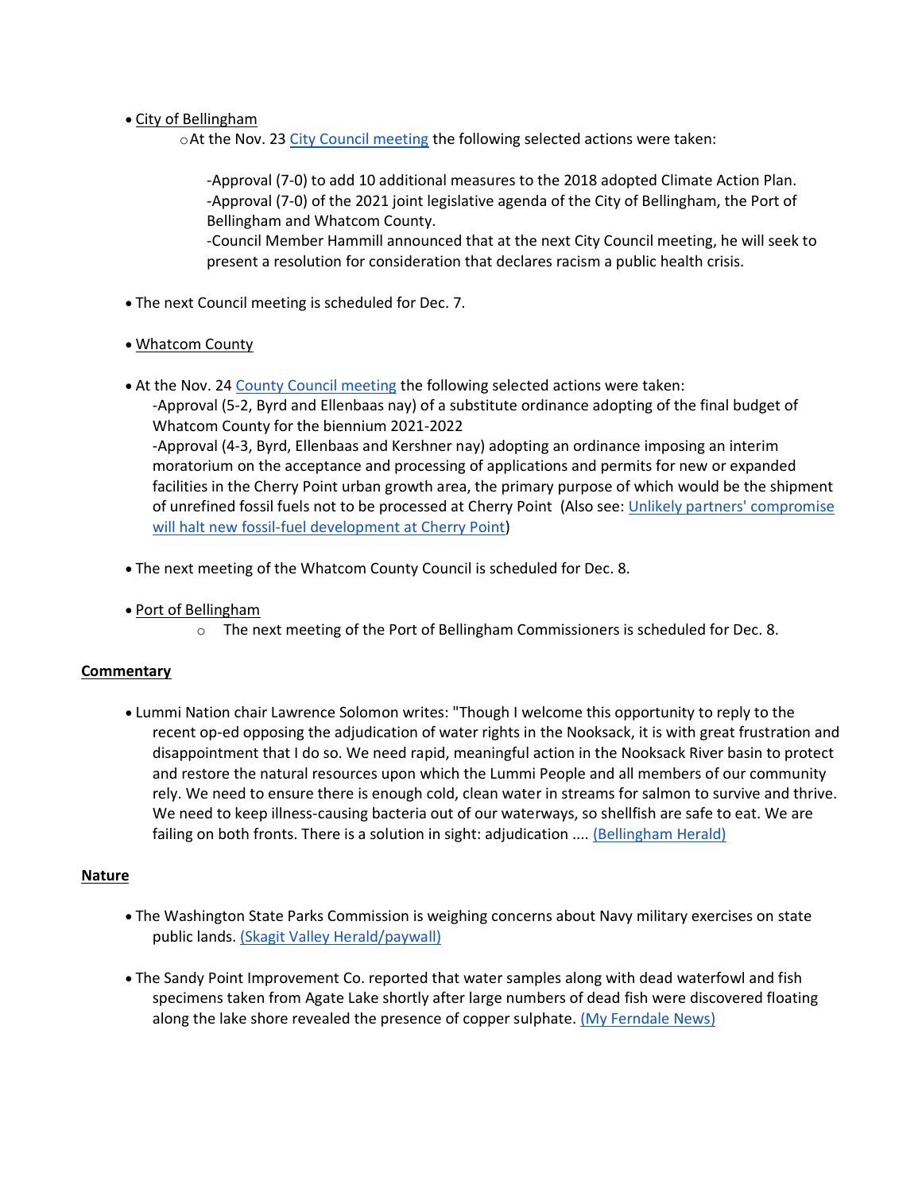- City of Bellingham
  - At the Nov. 23 City Council meeting the following selected actions were taken:

    -Approval (7-0) to add 10 additional measures to the 2018 adopted Climate Action Plan.
    -Approval (7-0) of the 2021 joint legislative agenda of the City of Bellingham, the Port of Bellingham and Whatcom County.
    -Council Member Hammill announced that at the next City Council meeting, he will seek to present a resolution for consideration that declares racism a public health crisis.

- The next Council meeting is scheduled for Dec. 7.

- Whatcom County

- At the Nov. 24 County Council meeting the following selected actions were taken:
  -Approval (5-2, Byrd and Ellenbaas nay) of a substitute ordinance adopting of the final budget of Whatcom County for the biennium 2021-2022
  -Approval (4-3, Byrd, Ellenbaas and Kershner nay) adopting an ordinance imposing an interim moratorium on the acceptance and processing of applications and permits for new or expanded facilities in the Cherry Point urban growth area, the primary purpose of which would be the shipment of unrefined fossil fuels not to be processed at Cherry Point (Also see: Unlikely partners' compromise will halt new fossil-fuel development at Cherry Point)

- The next meeting of the Whatcom County Council is scheduled for Dec. 8.

- Port of Bellingham
  - The next meeting of the Port of Bellingham Commissioners is scheduled for Dec. 8.

**Commentary**

- Lummi Nation chair Lawrence Solomon writes: "Though I welcome this opportunity to reply to the recent op-ed opposing the adjudication of water rights in the Nooksack, it is with great frustration and disappointment that I do so. We need rapid, meaningful action in the Nooksack River basin to protect and restore the natural resources upon which the Lummi People and all members of our community rely. We need to ensure there is enough cold, clean water in streams for salmon to survive and thrive. We need to keep illness-causing bacteria out of our waterways, so shellfish are safe to eat. We are failing on both fronts. There is a solution in sight: adjudication .... (Bellingham Herald)

**Nature**

- The Washington State Parks Commission is weighing concerns about Navy military exercises on state public lands. (Skagit Valley Herald/paywall)

- The Sandy Point Improvement Co. reported that water samples along with dead waterfowl and fish specimens taken from Agate Lake shortly after large numbers of dead fish were discovered floating along the lake shore revealed the presence of copper sulphate. (My Ferndale News)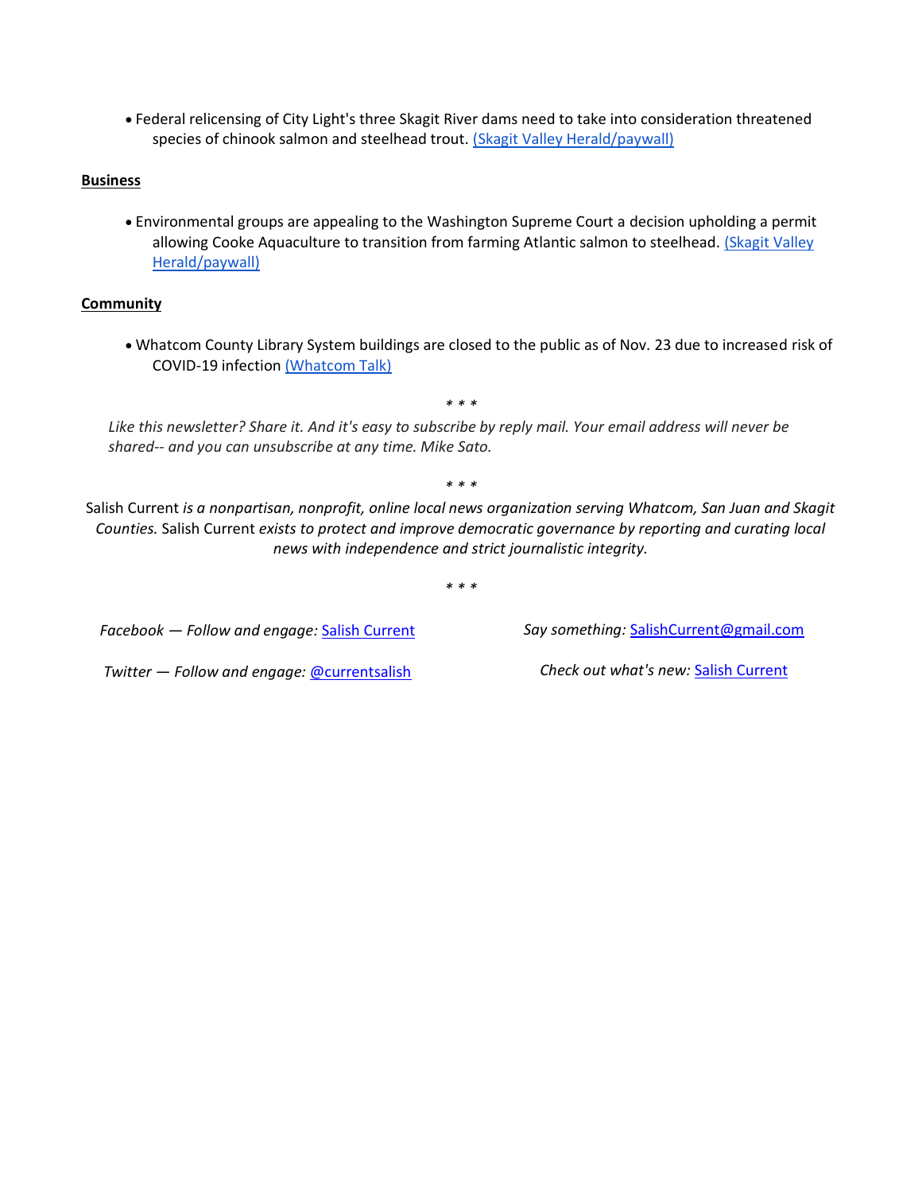- Federal relicensing of City Light's three Skagit River dams need to take into consideration threatened species of chinook salmon and steelhead trout. (Skagit Valley Herald/paywall)

**Business**

- Environmental groups are appealing to the Washington Supreme Court a decision upholding a permit allowing Cooke Aquaculture to transition from farming Atlantic salmon to steelhead. (Skagit Valley Herald/paywall)

**Community**

- Whatcom County Library System buildings are closed to the public as of Nov. 23 due to increased risk of COVID-19 infection (Whatcom Talk)

\* \* \*

*Like this newsletter? Share it. And it's easy to subscribe by reply mail. Your email address will never be shared-- and you can unsubscribe at any time. Mike Sato.*

\* \* \*

Salish Current *is a nonpartisan, nonprofit, online local news organization serving Whatcom, San Juan and Skagit Counties.* Salish Current *exists to protect and improve democratic governance by reporting and curating local news with independence and strict journalistic integrity.*

\* \* \*

*Facebook — Follow and engage:* Salish Current

*Twitter — Follow and engage:* @currentsalish

*Say something:* SalishCurrent@gmail.com

*Check out what's new:* Salish Current